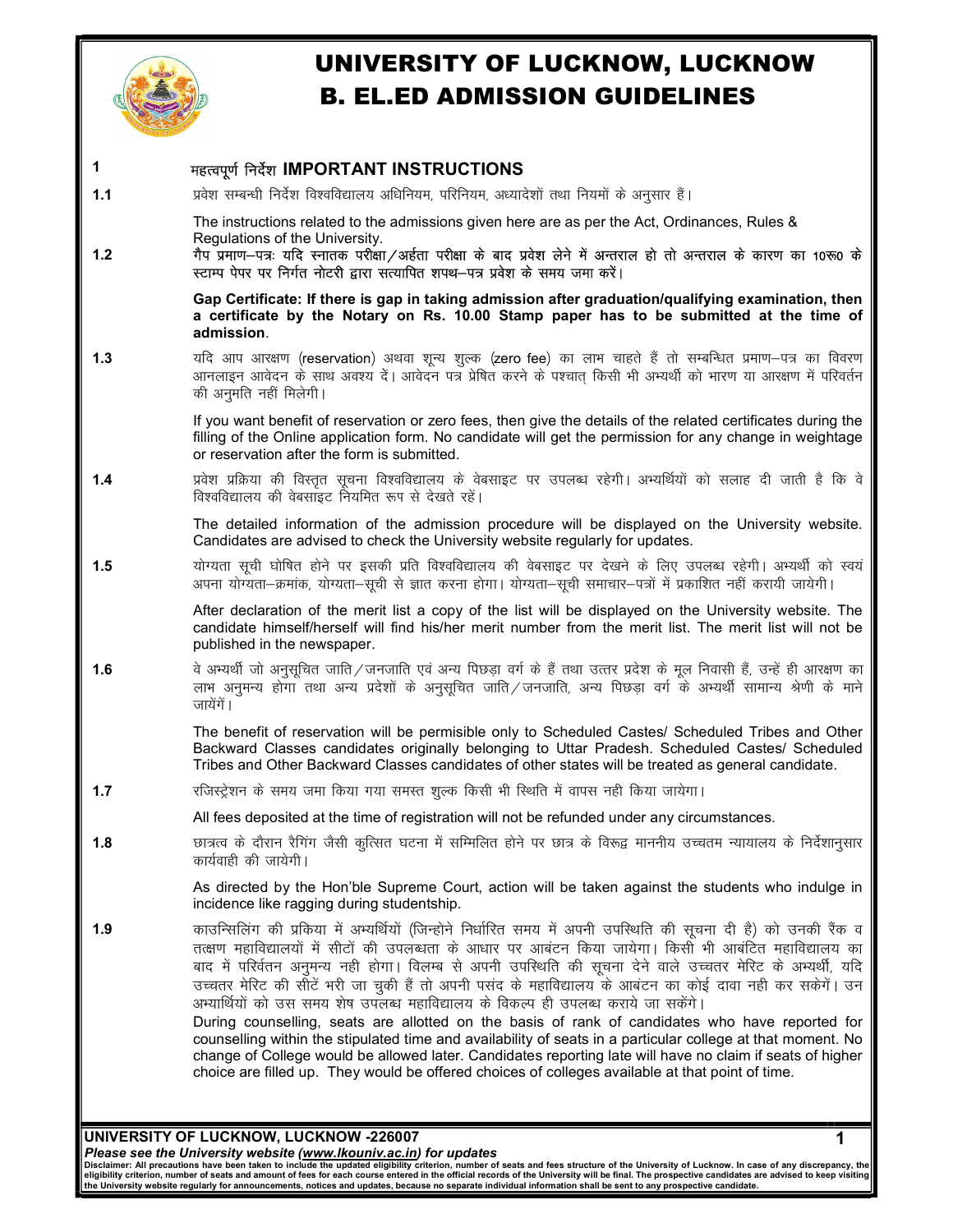# UNIVERSITY OF LUCKNOW, LUCKNOW
# B. EL.ED ADMISSION GUIDELINES

## 1 महत्वपूर्ण निर्देश IMPORTANT INSTRUCTIONS

**1.1** प्रवेश सम्बन्धी निर्देश विश्वविद्यालय अधिनियम, परिनियम, अध्यादेशों तथा नियमों के अनुसार हैं।

The instructions related to the admissions given here are as per the Act, Ordinances, Rules & Regulations of the University.

**1.2** **गैप प्रमाण–पत्रः यदि स्नातक परीक्षा/अर्हता परीक्षा के बाद प्रवेश लेने में अन्तराल हो तो अन्तराल के कारण का 10रू0 के स्टाम्प पेपर पर निर्गत नोटरी द्वारा सत्यापित शपथ–पत्र प्रवेश के समय जमा करें।**

**Gap Certificate: If there is gap in taking admission after graduation/qualifying examination, then a certificate by the Notary on Rs. 10.00 Stamp paper has to be submitted at the time of admission**.

**1.3** यदि आप आरक्षण (reservation) अथवा शून्य शुल्क (zero fee) का लाभ चाहते हैं तो सम्बन्धित प्रमाण–पत्र का विवरण आनलाइन आवेदन के साथ अवश्य दें। आवेदन पत्र प्रेषित करने के पश्चात् किसी भी अभ्यर्थी को भारण या आरक्षण में परिवर्तन की अनुमति नहीं मिलेगी।

If you want benefit of reservation or zero fees, then give the details of the related certificates during the filling of the Online application form. No candidate will get the permission for any change in weightage or reservation after the form is submitted.

**1.4** प्रवेश प्रक्रिया की विस्तृत सूचना विश्वविद्यालय के वेबसाइट पर उपलब्ध रहेगी। अभ्यर्थियों को सलाह दी जाती है कि वे विश्वविद्यालय की वेबसाइट नियमित रूप से देखते रहें।

The detailed information of the admission procedure will be displayed on the University website. Candidates are advised to check the University website regularly for updates.

**1.5** योग्यता सूची घोषित होने पर इसकी प्रति विश्वविद्यालय की वेबसाइट पर देखने के लिए उपलब्ध रहेगी। अभ्यर्थी को स्वयं अपना योग्यता–क्रमांक, योग्यता–सूची से ज्ञात करना होगा। योग्यता–सूची समाचार–पत्रों में प्रकाशित नहीं करायी जायेगी।

After declaration of the merit list a copy of the list will be displayed on the University website. The candidate himself/herself will find his/her merit number from the merit list. The merit list will not be published in the newspaper.

**1.6** वे अभ्यर्थी जो अनुसूचित जाति/जनजाति एवं अन्य पिछड़ा वर्ग के हैं तथा उत्तर प्रदेश के मूल निवासी हैं, उन्हें ही आरक्षण का लाभ अनुमन्य होगा तथा अन्य प्रदेशों के अनुसूचित जाति/जनजाति, अन्य पिछड़ा वर्ग के अभ्यर्थी सामान्य श्रेणी के माने जायेंगें।

The benefit of reservation will be permisible only to Scheduled Castes/ Scheduled Tribes and Other Backward Classes candidates originally belonging to Uttar Pradesh. Scheduled Castes/ Scheduled Tribes and Other Backward Classes candidates of other states will be treated as general candidate.

**1.7** रजिस्ट्रेशन के समय जमा किया गया समस्त शुल्क किसी भी स्थिति में वापस नही किया जायेगा।

All fees deposited at the time of registration will not be refunded under any circumstances.

**1.8** छात्रत्व के दौरान रैगिंग जैसी कुत्सित घटना में सम्मिलित होने पर छात्र के विरूद्व माननीय उच्चतम न्यायालय के निर्देशानुसार कार्यवाही की जायेगी।

As directed by the Hon'ble Supreme Court, action will be taken against the students who indulge in incidence like ragging during studentship.

**1.9** काउन्सिलिंग की प्रकिया में अभ्यर्थियों (जिन्होने निर्धारित समय में अपनी उपस्थिति की सूचना दी है) को उनकी रैंक व तत्क्षण महाविद्यालयों में सीटों की उपलब्धता के आधार पर आबंटन किया जायेगा। किसी भी आबंटित महाविद्यालय का बाद में परिर्वतन अनुमन्य नही होगा। विलम्ब से अपनी उपस्थिति की सूचना देने वाले उच्चतर मेरिट के अभ्यर्थी, यदि उच्चतर मेरिट की सीटें भरी जा चुकी हैं तो अपनी पसंद के महाविद्यालय के आबंटन का कोई दावा नही कर सकेगें। उन अभ्यार्थियों को उस समय शेष उपलब्ध महाविद्यालय के विकल्प ही उपलब्ध कराये जा सकेंगे।

During counselling, seats are allotted on the basis of rank of candidates who have reported for counselling within the stipulated time and availability of seats in a particular college at that moment. No change of College would be allowed later. Candidates reporting late will have no claim if seats of higher choice are filled up. They would be offered choices of colleges available at that point of time.

**UNIVERSITY OF LUCKNOW, LUCKNOW -226007**

***Please see the University website (www.lkouniv.ac.in) for updates***

**Disclaimer: All precautions have been taken to include the updated eligibility criterion, number of seats and fees structure of the University of Lucknow. In case of any discrepancy, the eligibility criterion, number of seats and amount of fees for each course entered in the official records of the University will be final. The prospective candidates are advised to keep visiting the University website regularly for announcements, notices and updates, because no separate individual information shall be sent to any prospective candidate.**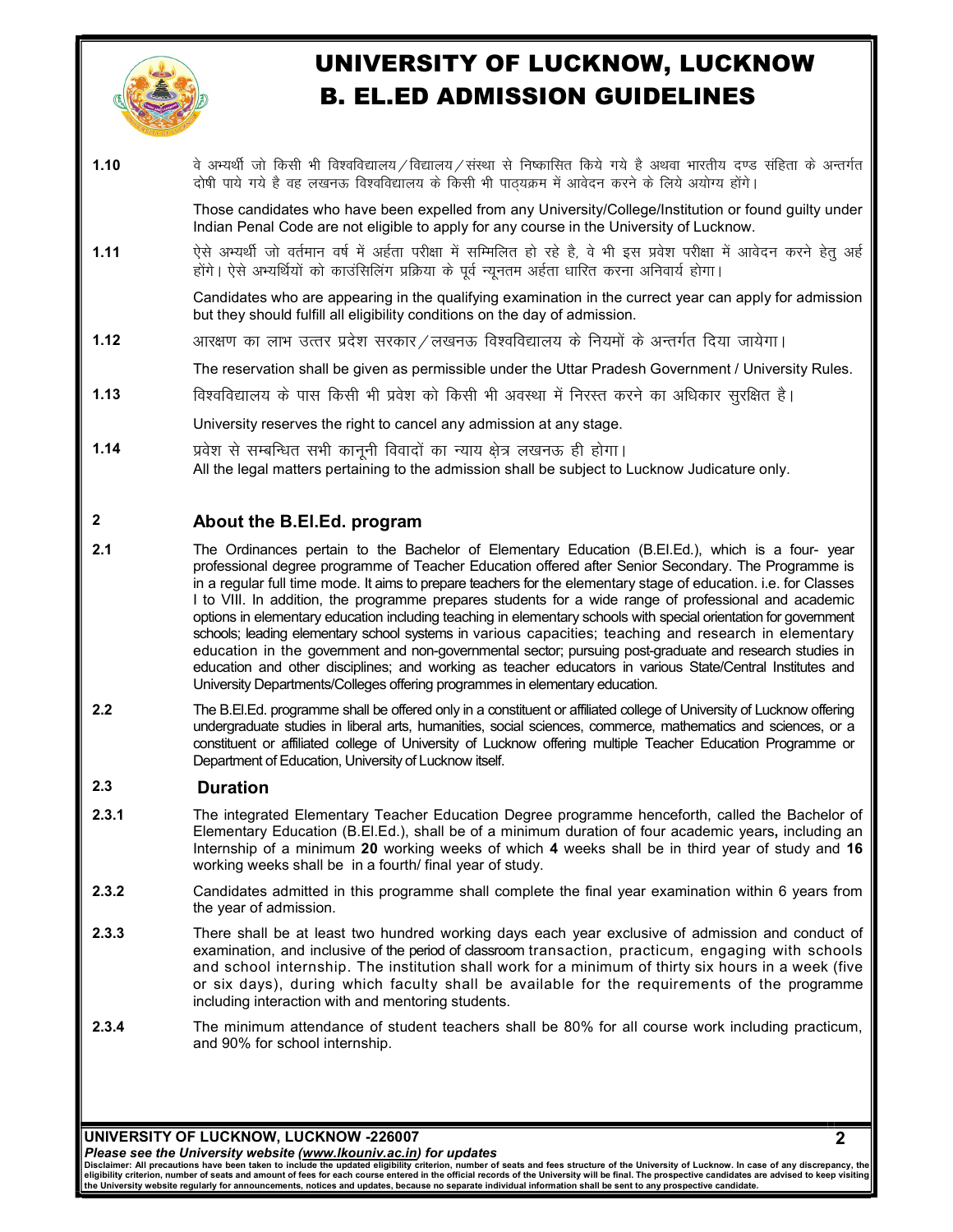**1.10** वे अभ्यर्थी जो किसी भी विश्वविद्यालय / विद्यालय / संस्था से निष्कासित किये गये है अथवा भारतीय दण्ड संहिता के अन्तर्गत दोषी पाये गये है वह लखनऊ विश्वविद्यालय के किसी भी पाठ्यक्रम में आवेदन करने के लिये अयोग्य होंगे।

Those candidates who have been expelled from any University/College/Institution or found guilty under Indian Penal Code are not eligible to apply for any course in the University of Lucknow.

**1.11** ऐसे अभ्यर्थी जो वर्तमान वर्ष में अर्हता परीक्षा में सम्मिलित हो रहे है, वे भी इस प्रवेश परीक्षा में आवेदन करने हेतु अर्ह होंगे। ऐसे अभ्यर्थियों को काउंसिलिंग प्रक्रिया के पूर्व न्यूनतम अर्हता धारित करना अनिवार्य होगा।

Candidates who are appearing in the qualifying examination in the currect year can apply for admission but they should fulfill all eligibility conditions on the day of admission.

**1.12** आरक्षण का लाभ उत्तर प्रदेश सरकार / लखनऊ विश्वविद्यालय के नियमों के अन्तर्गत दिया जायेगा।

The reservation shall be given as permissible under the Uttar Pradesh Government / University Rules.

**1.13** विश्वविद्यालय के पास किसी भी प्रवेश को किसी भी अवस्था में निरस्त करने का अधिकार सुरक्षित है।

University reserves the right to cancel any admission at any stage.

**1.14** प्रवेश से सम्बन्धित सभी कानूनी विवादों का न्याय क्षेत्र लखनऊ ही होगा।
All the legal matters pertaining to the admission shall be subject to Lucknow Judicature only.

## 2 About the B.El.Ed. program

**2.1** The Ordinances pertain to the Bachelor of Elementary Education (B.El.Ed.), which is a four- year professional degree programme of Teacher Education offered after Senior Secondary. The Programme is in a regular full time mode. It aims to prepare teachers for the elementary stage of education. i.e. for Classes I to VIII. In addition, the programme prepares students for a wide range of professional and academic options in elementary education including teaching in elementary schools with special orientation for government schools; leading elementary school systems in various capacities; teaching and research in elementary education in the government and non-governmental sector; pursuing post-graduate and research studies in education and other disciplines; and working as teacher educators in various State/Central Institutes and University Departments/Colleges offering programmes in elementary education.

**2.2** The B.El.Ed. programme shall be offered only in a constituent or affiliated college of University of Lucknow offering undergraduate studies in liberal arts, humanities, social sciences, commerce, mathematics and sciences, or a constituent or affiliated college of University of Lucknow offering multiple Teacher Education Programme or Department of Education, University of Lucknow itself.

### 2.3 Duration

**2.3.1** The integrated Elementary Teacher Education Degree programme henceforth, called the Bachelor of Elementary Education (B.El.Ed.), shall be of a minimum duration of four academic years**,** including an Internship of a minimum **20** working weeks of which **4** weeks shall be in third year of study and **16** working weeks shall be in a fourth/ final year of study.

**2.3.2** Candidates admitted in this programme shall complete the final year examination within 6 years from the year of admission.

**2.3.3** There shall be at least two hundred working days each year exclusive of admission and conduct of examination, and inclusive of the period of classroom transaction, practicum, engaging with schools and school internship. The institution shall work for a minimum of thirty six hours in a week (five or six days), during which faculty shall be available for the requirements of the programme including interaction with and mentoring students.

**2.3.4** The minimum attendance of student teachers shall be 80% for all course work including practicum, and 90% for school internship.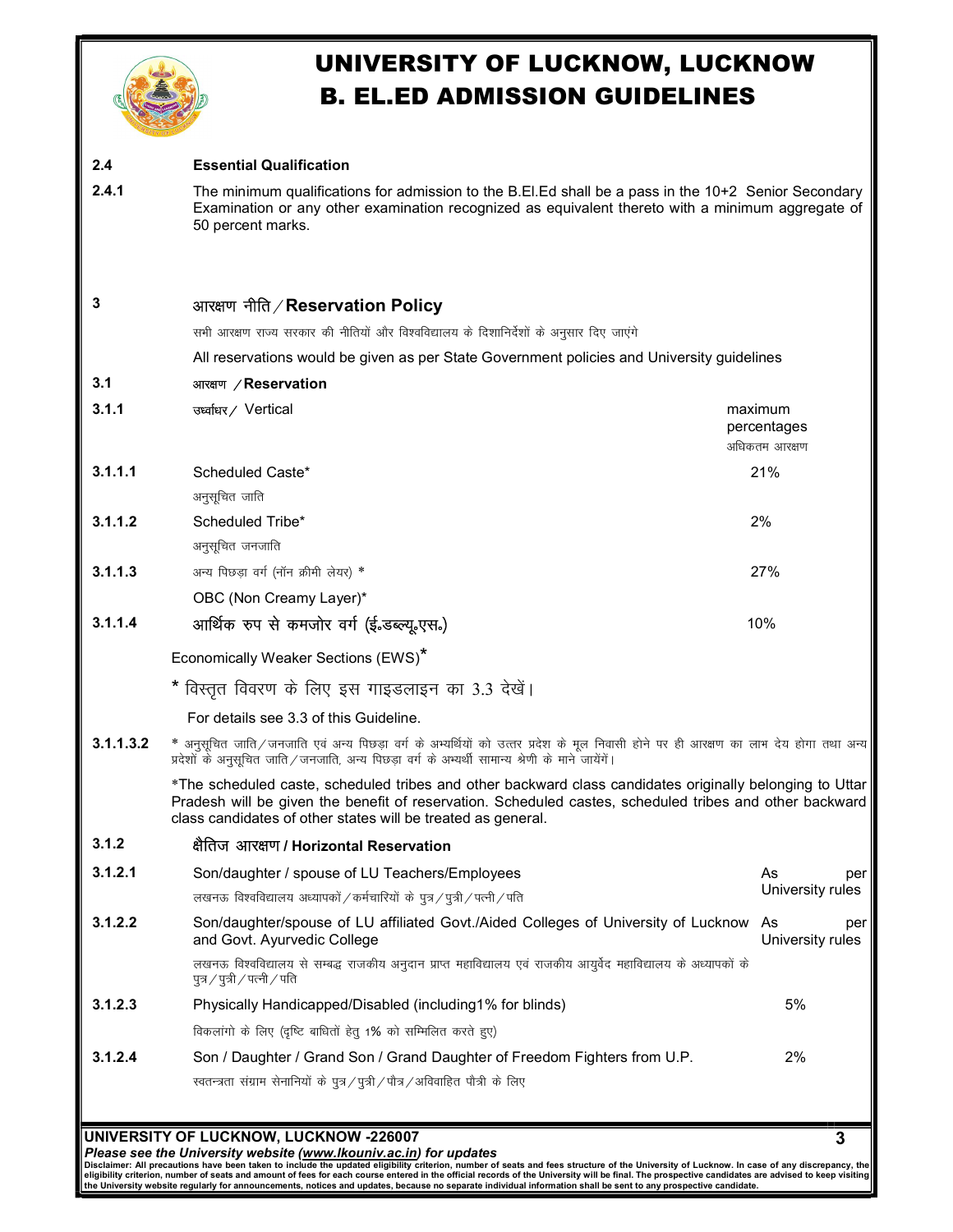# UNIVERSITY OF LUCKNOW, LUCKNOW
# B. EL.ED ADMISSION GUIDELINES

**2.4 Essential Qualification**

**2.4.1** The minimum qualifications for admission to the B.El.Ed shall be a pass in the 10+2 Senior Secondary Examination or any other examination recognized as equivalent thereto with a minimum aggregate of 50 percent marks.

## 3 आरक्षण नीति / Reservation Policy

सभी आरक्षण राज्य सरकार की नीतियों और विश्वविद्यालय के दिशानिर्देशों के अनुसार दिए जाएंगे

All reservations would be given as per State Government policies and University guidelines

**3.1 आरक्षण / Reservation**

| | | |
|---|---|---|
| **3.1.1** | उर्ध्वाधर / Vertical | maximum percentages<br>अधिकतम आरक्षण |
| **3.1.1.1** | Scheduled Caste*<br>अनुसूचित जाति | 21% |
| **3.1.1.2** | Scheduled Tribe*<br>अनुसूचित जनजाति | 2% |
| **3.1.1.3** | अन्य पिछड़ा वर्ग (नॉन क्रीमी लेयर) *<br>OBC (Non Creamy Layer)* | 27% |
| **3.1.1.4** | आर्थिक रुप से कमजोर वर्ग (ई॰डब्ल्यू॰एस॰)<br>Economically Weaker Sections (EWS)* | 10% |

\* विस्तृत विवरण के लिए इस गाइडलाइन का 3.3 देखें।

For details see 3.3 of this Guideline.

**3.1.1.3.2** * अनुसूचित जाति / जनजाति एवं अन्य पिछड़ा वर्ग के अभ्यर्थियों को उत्तर प्रदेश के मूल निवासी होने पर ही आरक्षण का लाभ देय होगा तथा अन्य प्रदेशों के अनुसूचित जाति / जनजाति, अन्य पिछड़ा वर्ग के अभ्यर्थी सामान्य श्रेणी के माने जायेंगें।

*The scheduled caste, scheduled tribes and other backward class candidates originally belonging to Uttar Pradesh will be given the benefit of reservation. Scheduled castes, scheduled tribes and other backward class candidates of other states will be treated as general.

**3.1.2 क्षैतिज आरक्षण / Horizontal Reservation**

| | | |
|---|---|---|
| **3.1.2.1** | Son/daughter / spouse of LU Teachers/Employees<br>लखनऊ विश्वविद्यालय अध्यापकों / कर्मचारियों के पुत्र / पुत्री / पत्नी / पति | As per University rules |
| **3.1.2.2** | Son/daughter/spouse of LU affiliated Govt./Aided Colleges of University of Lucknow and Govt. Ayurvedic College<br>लखनऊ विश्वविद्यालय से सम्बद्ध राजकीय अनुदान प्राप्त महाविद्यालय एवं राजकीय आयुर्वेद महाविद्यालय के अध्यापकों के पुत्र / पुत्री / पत्नी / पति | As per University rules |
| **3.1.2.3** | Physically Handicapped/Disabled (including1% for blinds)<br>विकलांगो के लिए (दृष्टि बाधितों हेतु 1% को सम्मिलित करते हुए) | 5% |
| **3.1.2.4** | Son / Daughter / Grand Son / Grand Daughter of Freedom Fighters from U.P.<br>स्वतन्त्रता संग्राम सेनानियों के पुत्र / पुत्री / पौत्र / अविवाहित पौत्री के लिए | 2% |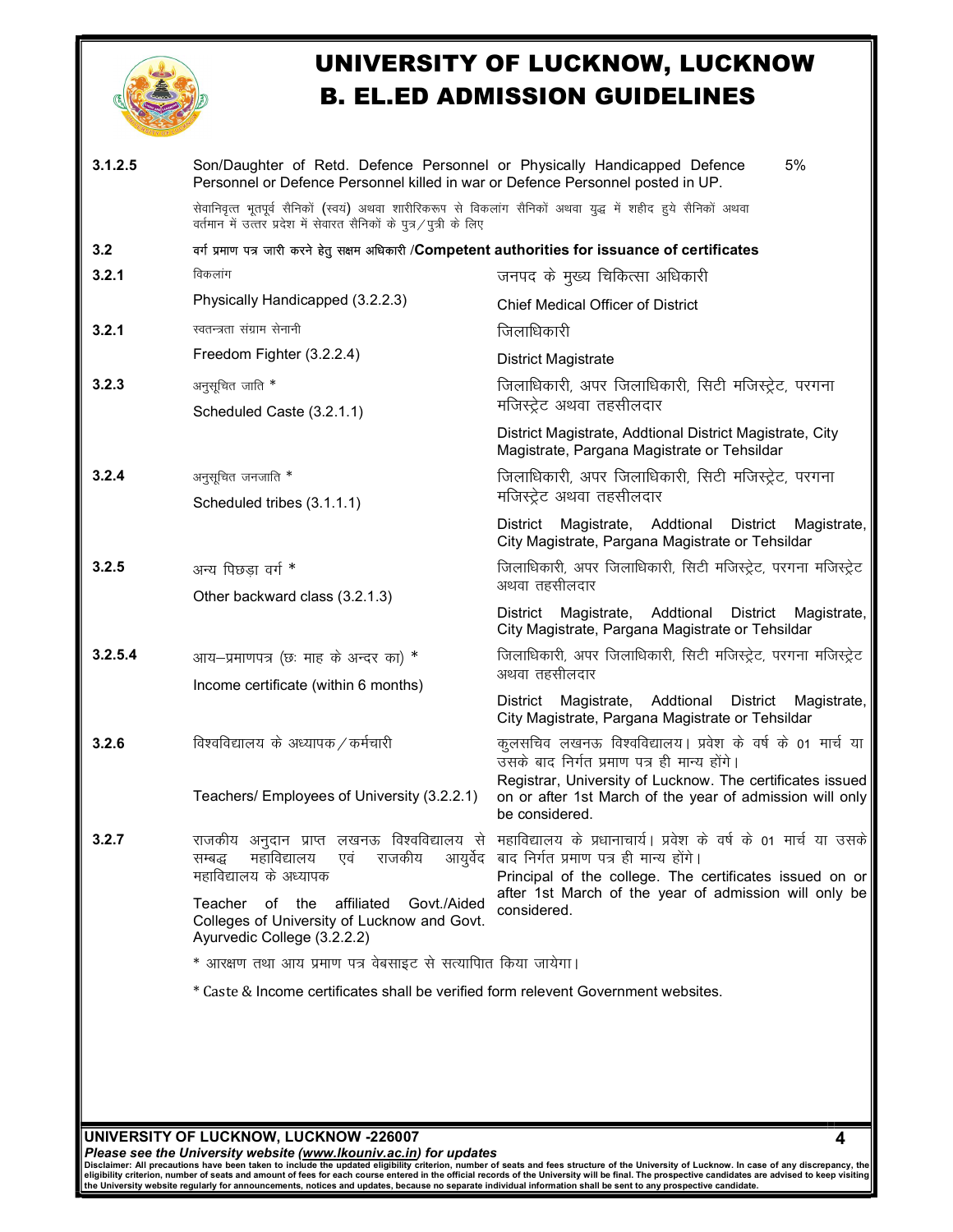| | | |
|---|---|---|
| 3.1.2.5 | Son/Daughter of Retd. Defence Personnel or Physically Handicapped Defence Personnel or Defence Personnel killed in war or Defence Personnel posted in UP.<br>सेवानिवृत्त भूतपूर्व सैनिकों (स्वयं) अथवा शारीरिकरूप से विकलांग सैनिकों अथवा युद्ध में शहीद हुये सैनिकों अथवा वर्तमान में उत्तर प्रदेश में सेवारत सैनिकों के पुत्र/पुत्री के लिए | 5% |

| | | |
|---|---|---|
| **3.2** | **वर्ग प्रमाण पत्र जारी करने हेतु सक्षम अधिकारी /Competent authorities for issuance of certificates** | |
| 3.2.1 | विकलांग<br>Physically Handicapped (3.2.2.3) | जनपद के मुख्य चिकित्सा अधिकारी<br>Chief Medical Officer of District |
| 3.2.1 | स्वतन्त्रता संग्राम सेनानी<br>Freedom Fighter (3.2.2.4) | जिलाधिकारी<br>District Magistrate |
| 3.2.3 | अनुसूचित जाति *<br>Scheduled Caste (3.2.1.1) | जिलाधिकारी, अपर जिलाधिकारी, सिटी मजिस्ट्रेट, परगना मजिस्ट्रेट अथवा तहसीलदार<br>District Magistrate, Addtional District Magistrate, City Magistrate, Pargana Magistrate or Tehsildar |
| 3.2.4 | अनुसूचित जनजाति *<br>Scheduled tribes (3.1.1.1) | जिलाधिकारी, अपर जिलाधिकारी, सिटी मजिस्ट्रेट, परगना मजिस्ट्रेट अथवा तहसीलदार<br>District Magistrate, Addtional District Magistrate, City Magistrate, Pargana Magistrate or Tehsildar |
| 3.2.5 | अन्य पिछड़ा वर्ग *<br>Other backward class (3.2.1.3) | जिलाधिकारी, अपर जिलाधिकारी, सिटी मजिस्ट्रेट, परगना मजिस्ट्रेट अथवा तहसीलदार<br>District Magistrate, Addtional District Magistrate, City Magistrate, Pargana Magistrate or Tehsildar |
| 3.2.5.4 | आय–प्रमाणपत्र (छः माह के अन्दर का) *<br>Income certificate (within 6 months) | जिलाधिकारी, अपर जिलाधिकारी, सिटी मजिस्ट्रेट, परगना मजिस्ट्रेट अथवा तहसीलदार<br>District Magistrate, Addtional District Magistrate, City Magistrate, Pargana Magistrate or Tehsildar |
| 3.2.6 | विश्वविद्यालय के अध्यापक/कर्मचारी<br>Teachers/ Employees of University (3.2.2.1) | कुलसचिव लखनऊ विश्वविद्यालय। प्रवेश के वर्ष के 01 मार्च या उसके बाद निर्गत प्रमाण पत्र ही मान्य होंगे।<br>Registrar, University of Lucknow. The certificates issued on or after 1st March of the year of admission will only be considered. |
| 3.2.7 | राजकीय अनुदान प्राप्त लखनऊ विश्वविद्यालय से सम्बद्ध महाविद्यालय एवं राजकीय आयुर्वेद महाविद्यालय के अध्यापक<br>Teacher of the affiliated Govt./Aided Colleges of University of Lucknow and Govt. Ayurvedic College (3.2.2.2) | महाविद्यालय के प्रधानाचार्य। प्रवेश के वर्ष के 01 मार्च या उसके बाद निर्गत प्रमाण पत्र ही मान्य होंगे।<br>Principal of the college. The certificates issued on or after 1st March of the year of admission will only be considered. |

\* आरक्षण तथा आय प्रमाण पत्र वेबसाइट से सत्यापित किया जायेगा।

\* Caste & Income certificates shall be verified form relevent Government websites.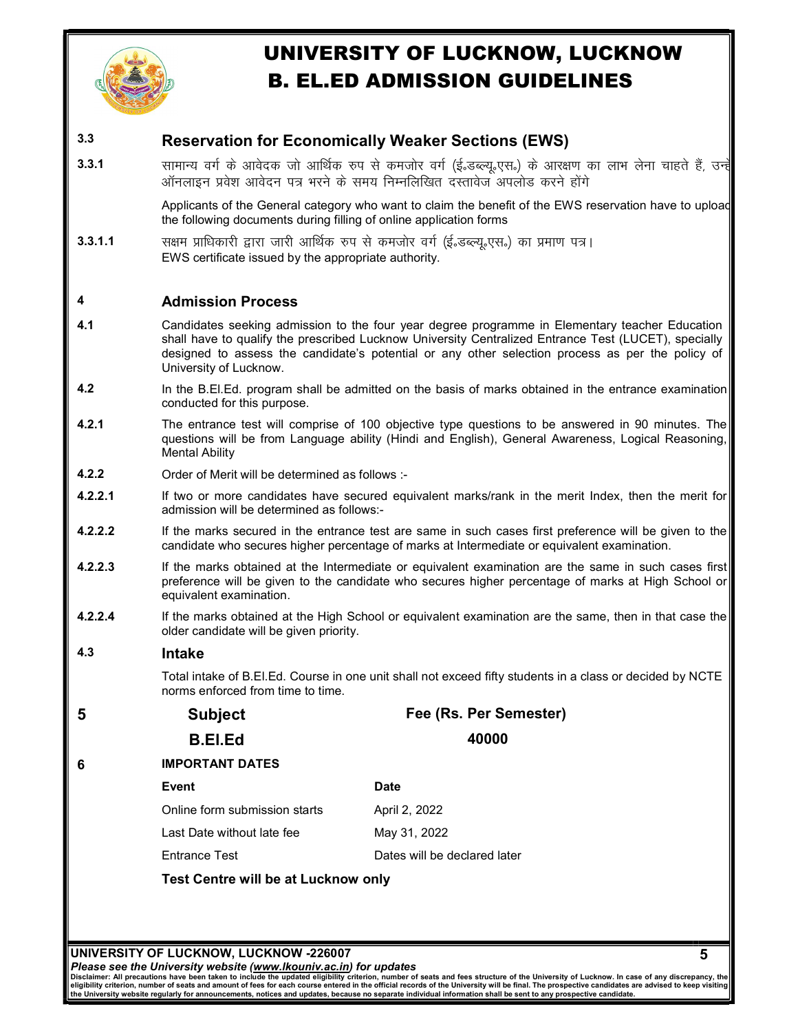# UNIVERSITY OF LUCKNOW, LUCKNOW
# B. EL.ED ADMISSION GUIDELINES

## 3.3 Reservation for Economically Weaker Sections (EWS)

**3.3.1** सामान्य वर्ग के आवेदक जो आर्थिक रुप से कमजोर वर्ग (ई॰डब्ल्यू॰एस॰) के आरक्षण का लाभ लेना चाहते हैं, उन्हें ऑनलाइन प्रवेश आवेदन पत्र भरने के समय निम्नलिखित दस्तावेज अपलोड करने होंगे

Applicants of the General category who want to claim the benefit of the EWS reservation have to upload the following documents during filling of online application forms

**3.3.1.1** सक्षम प्राधिकारी द्वारा जारी आर्थिक रुप से कमजोर वर्ग (ई॰डब्ल्यू॰एस॰) का प्रमाण पत्र।
EWS certificate issued by the appropriate authority.

## 4 Admission Process

**4.1** Candidates seeking admission to the four year degree programme in Elementary teacher Education shall have to qualify the prescribed Lucknow University Centralized Entrance Test (LUCET), specially designed to assess the candidate's potential or any other selection process as per the policy of University of Lucknow.

**4.2** In the B.El.Ed. program shall be admitted on the basis of marks obtained in the entrance examination conducted for this purpose.

**4.2.1** The entrance test will comprise of 100 objective type questions to be answered in 90 minutes. The questions will be from Language ability (Hindi and English), General Awareness, Logical Reasoning, Mental Ability

**4.2.2** Order of Merit will be determined as follows :-

**4.2.2.1** If two or more candidates have secured equivalent marks/rank in the merit Index, then the merit for admission will be determined as follows:-

**4.2.2.2** If the marks secured in the entrance test are same in such cases first preference will be given to the candidate who secures higher percentage of marks at Intermediate or equivalent examination.

**4.2.2.3** If the marks obtained at the Intermediate or equivalent examination are the same in such cases first preference will be given to the candidate who secures higher percentage of marks at High School or equivalent examination.

**4.2.2.4** If the marks obtained at the High School or equivalent examination are the same, then in that case the older candidate will be given priority.

## 4.3 Intake

Total intake of B.El.Ed. Course in one unit shall not exceed fifty students in a class or decided by NCTE norms enforced from time to time.

## 5

| Subject | Fee (Rs. Per Semester) |
|---|---|
| **B.El.Ed** | **40000** |

## 6 IMPORTANT DATES

| Event | Date |
|---|---|
| Online form submission starts | April 2, 2022 |
| Last Date without late fee | May 31, 2022 |
| Entrance Test | Dates will be declared later |

**Test Centre will be at Lucknow only**

**UNIVERSITY OF LUCKNOW, LUCKNOW -226007**
***Please see the University website (www.lkouniv.ac.in) for updates***
**Disclaimer: All precautions have been taken to include the updated eligibility criterion, number of seats and fees structure of the University of Lucknow. In case of any discrepancy, the eligibility criterion, number of seats and amount of fees for each course entered in the official records of the University will be final. The prospective candidates are advised to keep visiting the University website regularly for announcements, notices and updates, because no separate individual information shall be sent to any prospective candidate.**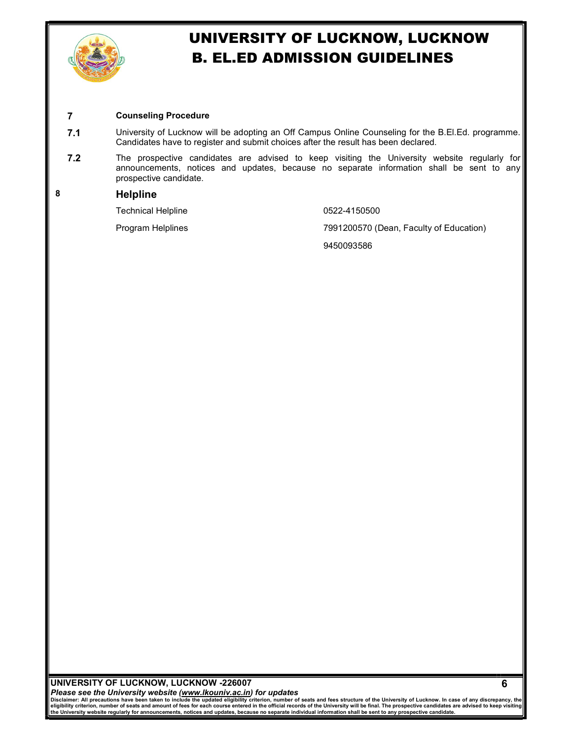## 7 Counseling Procedure

**7.1** University of Lucknow will be adopting an Off Campus Online Counseling for the B.El.Ed. programme. Candidates have to register and submit choices after the result has been declared.

**7.2** The prospective candidates are advised to keep visiting the University website regularly for announcements, notices and updates, because no separate information shall be sent to any prospective candidate.

## 8 Helpline

| | |
|---|---|
| Technical Helpline | 0522-4150500 |
| Program Helplines | 7991200570 (Dean, Faculty of Education) |
| | 9450093586 |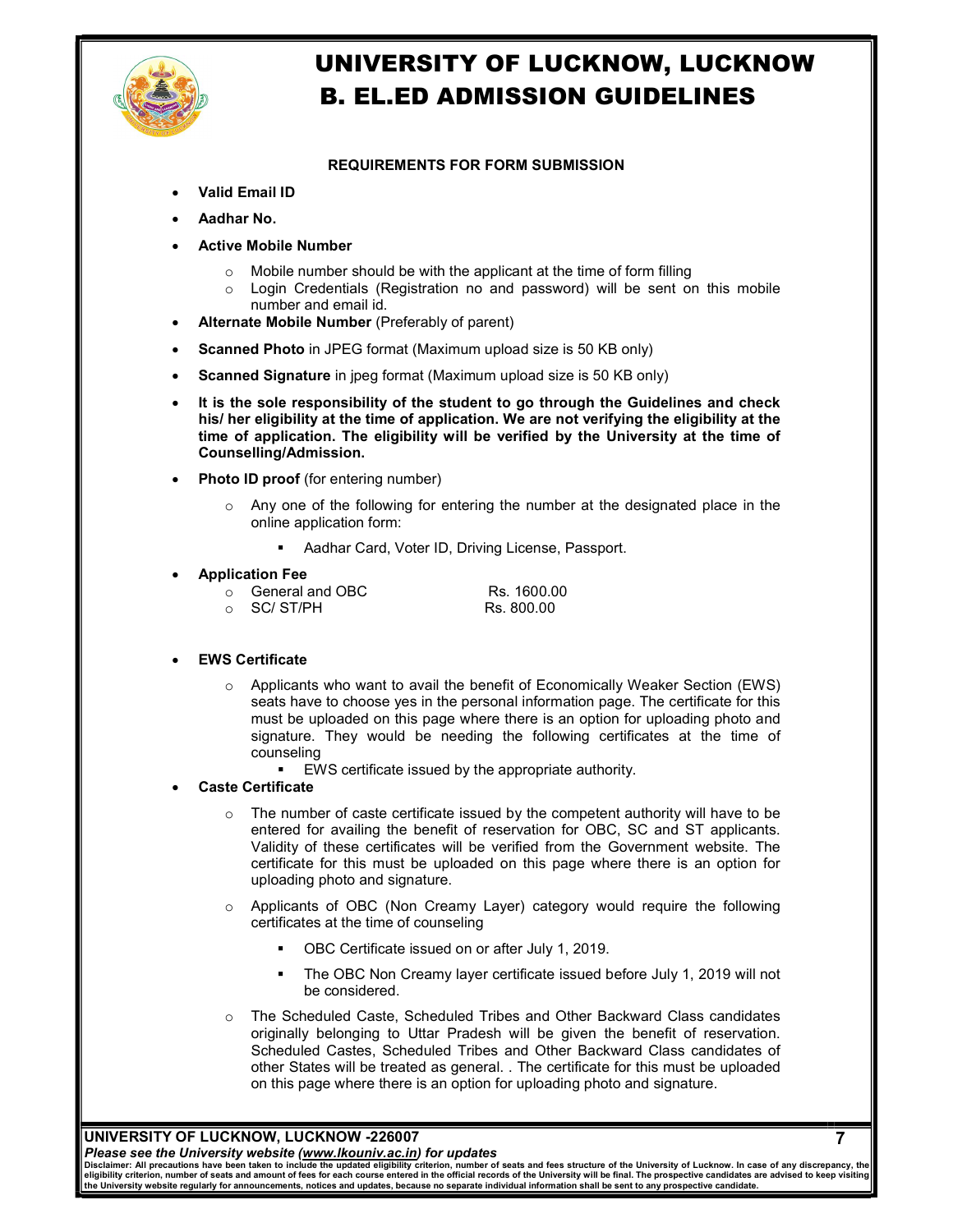# UNIVERSITY OF LUCKNOW, LUCKNOW
# B. EL.ED ADMISSION GUIDELINES

**REQUIREMENTS FOR FORM SUBMISSION**

- **Valid Email ID**
- **Aadhar No.**
- **Active Mobile Number**
  - Mobile number should be with the applicant at the time of form filling
  - Login Credentials (Registration no and password) will be sent on this mobile number and email id.
- **Alternate Mobile Number** (Preferably of parent)
- **Scanned Photo** in JPEG format (Maximum upload size is 50 KB only)
- **Scanned Signature** in jpeg format (Maximum upload size is 50 KB only)
- **It is the sole responsibility of the student to go through the Guidelines and check his/ her eligibility at the time of application. We are not verifying the eligibility at the time of application. The eligibility will be verified by the University at the time of Counselling/Admission.**
- **Photo ID proof** (for entering number)
  - Any one of the following for entering the number at the designated place in the online application form:
    - Aadhar Card, Voter ID, Driving License, Passport.
- **Application Fee**
  - General and OBC — Rs. 1600.00
  - SC/ ST/PH — Rs. 800.00

- **EWS Certificate**
  - Applicants who want to avail the benefit of Economically Weaker Section (EWS) seats have to choose yes in the personal information page. The certificate for this must be uploaded on this page where there is an option for uploading photo and signature. They would be needing the following certificates at the time of counseling
    - EWS certificate issued by the appropriate authority.
- **Caste Certificate**
  - The number of caste certificate issued by the competent authority will have to be entered for availing the benefit of reservation for OBC, SC and ST applicants. Validity of these certificates will be verified from the Government website. The certificate for this must be uploaded on this page where there is an option for uploading photo and signature.
  - Applicants of OBC (Non Creamy Layer) category would require the following certificates at the time of counseling
    - OBC Certificate issued on or after July 1, 2019.
    - The OBC Non Creamy layer certificate issued before July 1, 2019 will not be considered.
  - The Scheduled Caste, Scheduled Tribes and Other Backward Class candidates originally belonging to Uttar Pradesh will be given the benefit of reservation. Scheduled Castes, Scheduled Tribes and Other Backward Class candidates of other States will be treated as general. . The certificate for this must be uploaded on this page where there is an option for uploading photo and signature.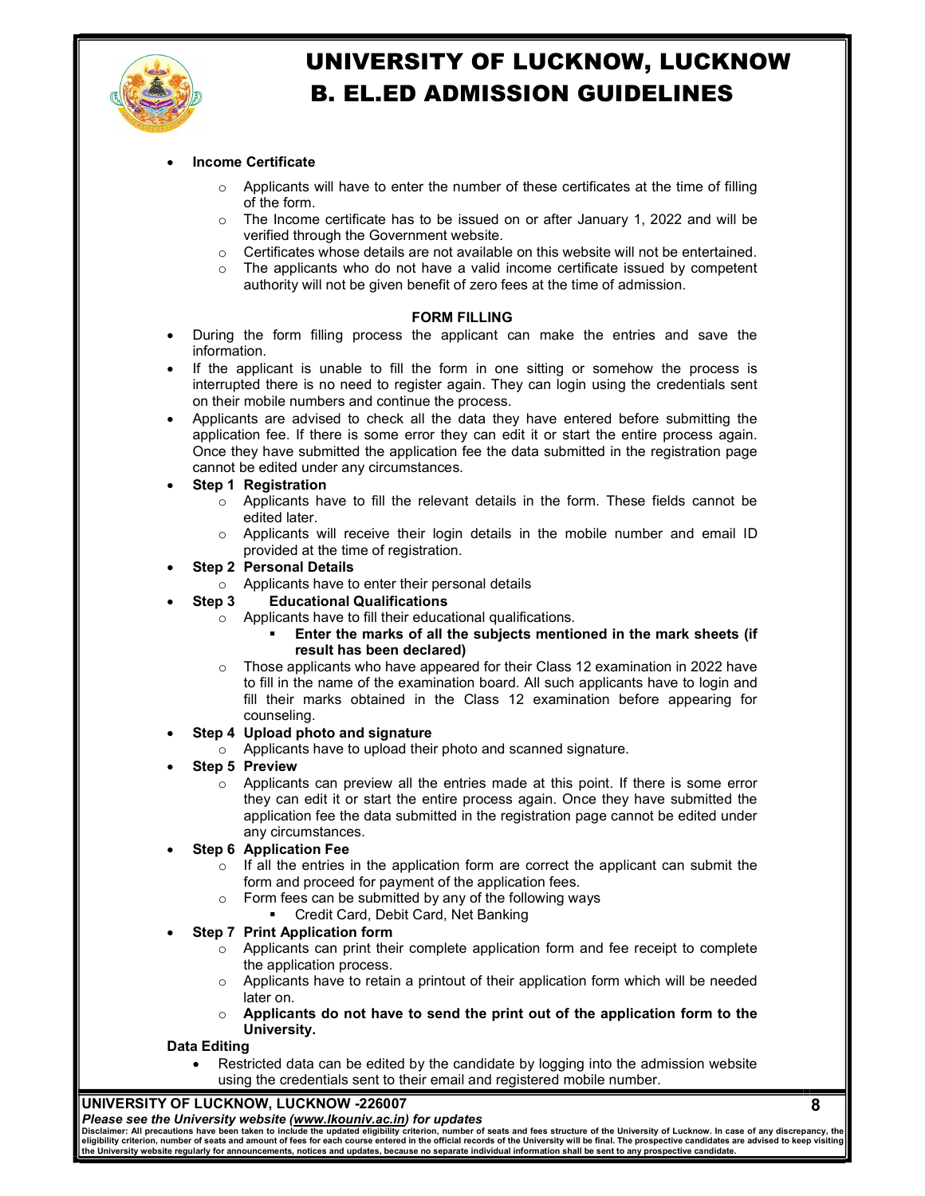- **Income Certificate**
    - Applicants will have to enter the number of these certificates at the time of filling of the form.
    - The Income certificate has to be issued on or after January 1, 2022 and will be verified through the Government website.
    - Certificates whose details are not available on this website will not be entertained.
    - The applicants who do not have a valid income certificate issued by competent authority will not be given benefit of zero fees at the time of admission.

## FORM FILLING

- During the form filling process the applicant can make the entries and save the information.
- If the applicant is unable to fill the form in one sitting or somehow the process is interrupted there is no need to register again. They can login using the credentials sent on their mobile numbers and continue the process.
- Applicants are advised to check all the data they have entered before submitting the application fee. If there is some error they can edit it or start the entire process again. Once they have submitted the application fee the data submitted in the registration page cannot be edited under any circumstances.
- **Step 1 Registration**
    - Applicants have to fill the relevant details in the form. These fields cannot be edited later.
    - Applicants will receive their login details in the mobile number and email ID provided at the time of registration.
- **Step 2 Personal Details**
    - Applicants have to enter their personal details
- **Step 3 Educational Qualifications**
    - Applicants have to fill their educational qualifications.
        - **Enter the marks of all the subjects mentioned in the mark sheets (if result has been declared)**
    - Those applicants who have appeared for their Class 12 examination in 2022 have to fill in the name of the examination board. All such applicants have to login and fill their marks obtained in the Class 12 examination before appearing for counseling.
- **Step 4 Upload photo and signature**
    - Applicants have to upload their photo and scanned signature.
- **Step 5 Preview**
    - Applicants can preview all the entries made at this point. If there is some error they can edit it or start the entire process again. Once they have submitted the application fee the data submitted in the registration page cannot be edited under any circumstances.
- **Step 6 Application Fee**
    - If all the entries in the application form are correct the applicant can submit the form and proceed for payment of the application fees.
    - Form fees can be submitted by any of the following ways
        - Credit Card, Debit Card, Net Banking
- **Step 7 Print Application form**
    - Applicants can print their complete application form and fee receipt to complete the application process.
    - Applicants have to retain a printout of their application form which will be needed later on.
    - **Applicants do not have to send the print out of the application form to the University.**

**Data Editing**

- Restricted data can be edited by the candidate by logging into the admission website using the credentials sent to their email and registered mobile number.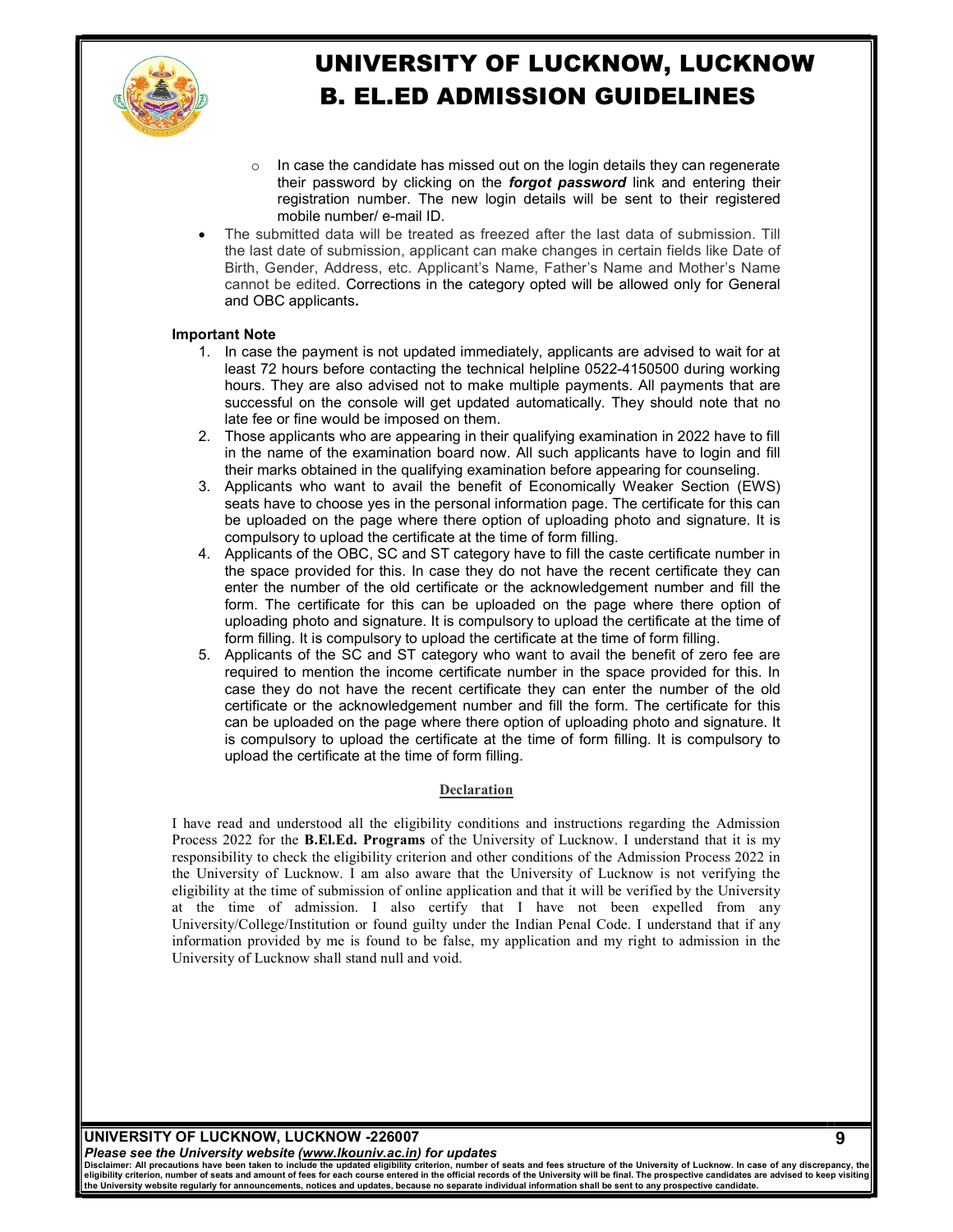- In case the candidate has missed out on the login details they can regenerate their password by clicking on the ***forgot password*** link and entering their registration number. The new login details will be sent to their registered mobile number/ e-mail ID.

- The submitted data will be treated as freezed after the last data of submission. Till the last date of submission, applicant can make changes in certain fields like Date of Birth, Gender, Address, etc. Applicant's Name, Father's Name and Mother's Name cannot be edited. Corrections in the category opted will be allowed only for General and OBC applicants**.**

**Important Note**

1. In case the payment is not updated immediately, applicants are advised to wait for at least 72 hours before contacting the technical helpline 0522-4150500 during working hours. They are also advised not to make multiple payments. All payments that are successful on the console will get updated automatically. They should note that no late fee or fine would be imposed on them.
2. Those applicants who are appearing in their qualifying examination in 2022 have to fill in the name of the examination board now. All such applicants have to login and fill their marks obtained in the qualifying examination before appearing for counseling.
3. Applicants who want to avail the benefit of Economically Weaker Section (EWS) seats have to choose yes in the personal information page. The certificate for this can be uploaded on the page where there option of uploading photo and signature. It is compulsory to upload the certificate at the time of form filling.
4. Applicants of the OBC, SC and ST category have to fill the caste certificate number in the space provided for this. In case they do not have the recent certificate they can enter the number of the old certificate or the acknowledgement number and fill the form. The certificate for this can be uploaded on the page where there option of uploading photo and signature. It is compulsory to upload the certificate at the time of form filling. It is compulsory to upload the certificate at the time of form filling.
5. Applicants of the SC and ST category who want to avail the benefit of zero fee are required to mention the income certificate number in the space provided for this. In case they do not have the recent certificate they can enter the number of the old certificate or the acknowledgement number and fill the form. The certificate for this can be uploaded on the page where there option of uploading photo and signature. It is compulsory to upload the certificate at the time of form filling. It is compulsory to upload the certificate at the time of form filling.

## Declaration

I have read and understood all the eligibility conditions and instructions regarding the Admission Process 2022 for the **B.El.Ed. Programs** of the University of Lucknow. I understand that it is my responsibility to check the eligibility criterion and other conditions of the Admission Process 2022 in the University of Lucknow. I am also aware that the University of Lucknow is not verifying the eligibility at the time of submission of online application and that it will be verified by the University at the time of admission. I also certify that I have not been expelled from any University/College/Institution or found guilty under the Indian Penal Code. I understand that if any information provided by me is found to be false, my application and my right to admission in the University of Lucknow shall stand null and void.